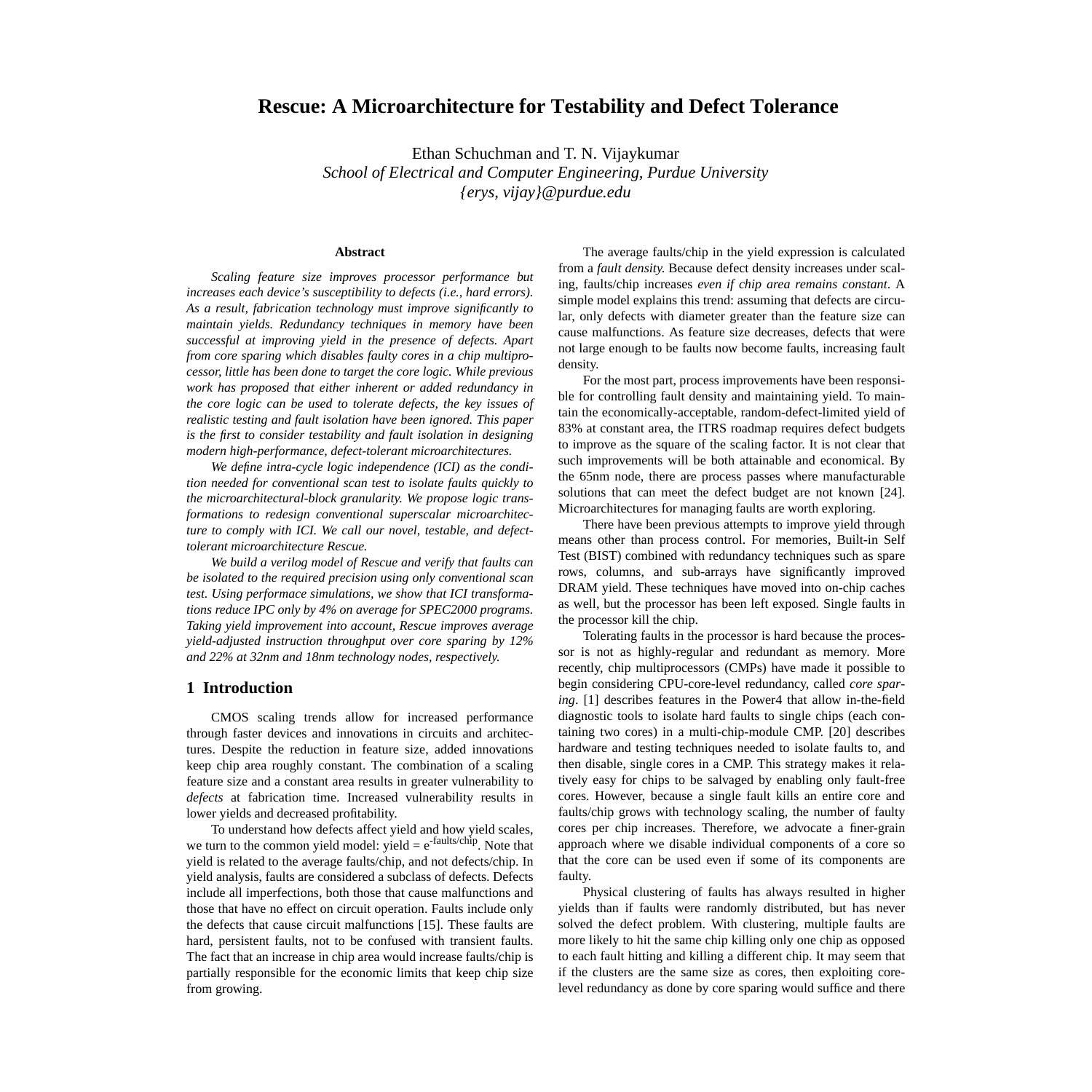# Rescue: A Microarchitecture for Testability and Defect Tolerance

Ethan Schuchman and T. N. Vijaykumar
*School of Electrical and Computer Engineering, Purdue University*
*{erys, vijay}@purdue.edu*

### Abstract

*Scaling feature size improves processor performance but increases each device's susceptibility to defects (i.e., hard errors). As a result, fabrication technology must improve significantly to maintain yields. Redundancy techniques in memory have been successful at improving yield in the presence of defects. Apart from core sparing which disables faulty cores in a chip multiprocessor, little has been done to target the core logic. While previous work has proposed that either inherent or added redundancy in the core logic can be used to tolerate defects, the key issues of realistic testing and fault isolation have been ignored. This paper is the first to consider testability and fault isolation in designing modern high-performance, defect-tolerant microarchitectures.*

*We define intra-cycle logic independence (ICI) as the condition needed for conventional scan test to isolate faults quickly to the microarchitectural-block granularity. We propose logic transformations to redesign conventional superscalar microarchitecture to comply with ICI. We call our novel, testable, and defect-tolerant microarchitecture Rescue.*

*We build a verilog model of Rescue and verify that faults can be isolated to the required precision using only conventional scan test. Using perfomace simulations, we show that ICI transformations reduce IPC only by 4% on average for SPEC2000 programs. Taking yield improvement into account, Rescue improves average yield-adjusted instruction throughput over core sparing by 12% and 22% at 32nm and 18nm technology nodes, respectively.*

## 1 Introduction

CMOS scaling trends allow for increased performance through faster devices and innovations in circuits and architectures. Despite the reduction in feature size, added innovations keep chip area roughly constant. The combination of a scaling feature size and a constant area results in greater vulnerability to *defects* at fabrication time. Increased vulnerability results in lower yields and decreased profitability.

To understand how defects affect yield and how yield scales, we turn to the common yield model: yield = $e^{-\text{faults/chip}}$. Note that yield is related to the average faults/chip, and not defects/chip. In yield analysis, faults are considered a subclass of defects. Defects include all imperfections, both those that cause malfunctions and those that have no effect on circuit operation. Faults include only the defects that cause circuit malfunctions [15]. These faults are hard, persistent faults, not to be confused with transient faults. The fact that an increase in chip area would increase faults/chip is partially responsible for the economic limits that keep chip size from growing.

The average faults/chip in the yield expression is calculated from a *fault density.* Because defect density increases under scaling, faults/chip increases *even if chip area remains constant*. A simple model explains this trend: assuming that defects are circular, only defects with diameter greater than the feature size can cause malfunctions. As feature size decreases, defects that were not large enough to be faults now become faults, increasing fault density.

For the most part, process improvements have been responsible for controlling fault density and maintaining yield. To maintain the economically-acceptable, random-defect-limited yield of 83% at constant area, the ITRS roadmap requires defect budgets to improve as the square of the scaling factor. It is not clear that such improvements will be both attainable and economical. By the 65nm node, there are process passes where manufacturable solutions that can meet the defect budget are not known [24]. Microarchitectures for managing faults are worth exploring.

There have been previous attempts to improve yield through means other than process control. For memories, Built-in Self Test (BIST) combined with redundancy techniques such as spare rows, columns, and sub-arrays have significantly improved DRAM yield. These techniques have moved into on-chip caches as well, but the processor has been left exposed. Single faults in the processor kill the chip.

Tolerating faults in the processor is hard because the processor is not as highly-regular and redundant as memory. More recently, chip multiprocessors (CMPs) have made it possible to begin considering CPU-core-level redundancy, called *core sparing*. [1] describes features in the Power4 that allow in-the-field diagnostic tools to isolate hard faults to single chips (each containing two cores) in a multi-chip-module CMP. [20] describes hardware and testing techniques needed to isolate faults to, and then disable, single cores in a CMP. This strategy makes it relatively easy for chips to be salvaged by enabling only fault-free cores. However, because a single fault kills an entire core and faults/chip grows with technology scaling, the number of faulty cores per chip increases. Therefore, we advocate a finer-grain approach where we disable individual components of a core so that the core can be used even if some of its components are faulty.

Physical clustering of faults has always resulted in higher yields than if faults were randomly distributed, but has never solved the defect problem. With clustering, multiple faults are more likely to hit the same chip killing only one chip as opposed to each fault hitting and killing a different chip. It may seem that if the clusters are the same size as cores, then exploiting core-level redundancy as done by core sparing would suffice and there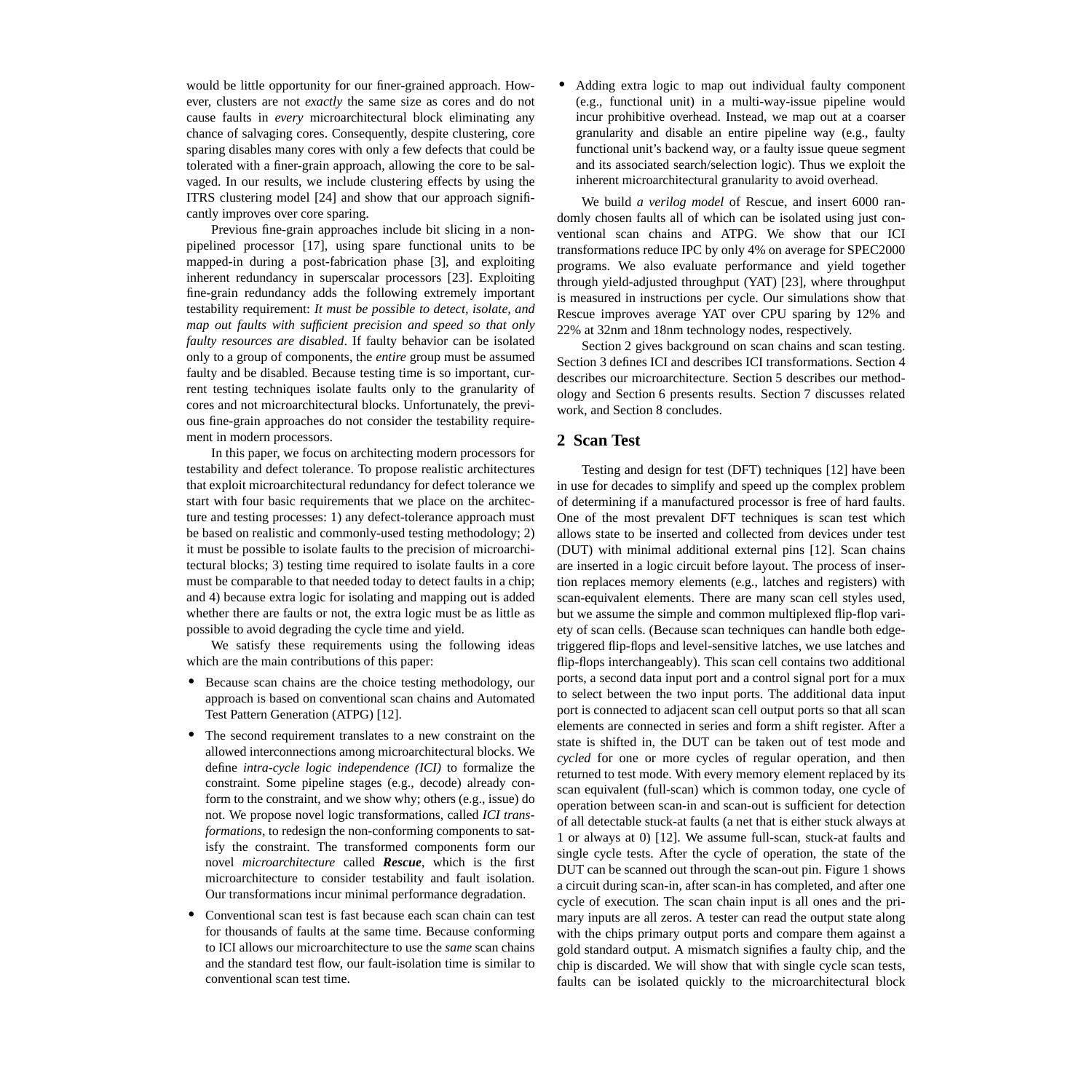would be little opportunity for our finer-grained approach. However, clusters are not *exactly* the same size as cores and do not cause faults in *every* microarchitectural block eliminating any chance of salvaging cores. Consequently, despite clustering, core sparing disables many cores with only a few defects that could be tolerated with a finer-grain approach, allowing the core to be salvaged. In our results, we include clustering effects by using the ITRS clustering model [24] and show that our approach significantly improves over core sparing.

Previous fine-grain approaches include bit slicing in a non-pipelined processor [17], using spare functional units to be mapped-in during a post-fabrication phase [3], and exploiting inherent redundancy in superscalar processors [23]. Exploiting fine-grain redundancy adds the following extremely important testability requirement: *It must be possible to detect, isolate, and map out faults with sufficient precision and speed so that only faulty resources are disabled*. If faulty behavior can be isolated only to a group of components, the *entire* group must be assumed faulty and be disabled. Because testing time is so important, current testing techniques isolate faults only to the granularity of cores and not microarchitectural blocks. Unfortunately, the previous fine-grain approaches do not consider the testability requirement in modern processors.

In this paper, we focus on architecting modern processors for testability and defect tolerance. To propose realistic architectures that exploit microarchitectural redundancy for defect tolerance we start with four basic requirements that we place on the architecture and testing processes: 1) any defect-tolerance approach must be based on realistic and commonly-used testing methodology; 2) it must be possible to isolate faults to the precision of microarchitectural blocks; 3) testing time required to isolate faults in a core must be comparable to that needed today to detect faults in a chip; and 4) because extra logic for isolating and mapping out is added whether there are faults or not, the extra logic must be as little as possible to avoid degrading the cycle time and yield.

We satisfy these requirements using the following ideas which are the main contributions of this paper:

- Because scan chains are the choice testing methodology, our approach is based on conventional scan chains and Automated Test Pattern Generation (ATPG) [12].
- The second requirement translates to a new constraint on the allowed interconnections among microarchitectural blocks. We define *intra-cycle logic independence (ICI)* to formalize the constraint. Some pipeline stages (e.g., decode) already conform to the constraint, and we show why; others (e.g., issue) do not. We propose novel logic transformations, called *ICI transformations*, to redesign the non-conforming components to satisfy the constraint. The transformed components form our novel *microarchitecture* called ***Rescue***, which is the first microarchitecture to consider testability and fault isolation. Our transformations incur minimal performance degradation.
- Conventional scan test is fast because each scan chain can test for thousands of faults at the same time. Because conforming to ICI allows our microarchitecture to use the *same* scan chains and the standard test flow, our fault-isolation time is similar to conventional scan test time.
- Adding extra logic to map out individual faulty component (e.g., functional unit) in a multi-way-issue pipeline would incur prohibitive overhead. Instead, we map out at a coarser granularity and disable an entire pipeline way (e.g., faulty functional unit's backend way, or a faulty issue queue segment and its associated search/selection logic). Thus we exploit the inherent microarchitectural granularity to avoid overhead.

We build *a verilog model* of Rescue, and insert 6000 randomly chosen faults all of which can be isolated using just conventional scan chains and ATPG. We show that our ICI transformations reduce IPC by only 4% on average for SPEC2000 programs. We also evaluate performance and yield together through yield-adjusted throughput (YAT) [23], where throughput is measured in instructions per cycle. Our simulations show that Rescue improves average YAT over CPU sparing by 12% and 22% at 32nm and 18nm technology nodes, respectively.

Section 2 gives background on scan chains and scan testing. Section 3 defines ICI and describes ICI transformations. Section 4 describes our microarchitecture. Section 5 describes our methodology and Section 6 presents results. Section 7 discusses related work, and Section 8 concludes.

## 2 Scan Test

Testing and design for test (DFT) techniques [12] have been in use for decades to simplify and speed up the complex problem of determining if a manufactured processor is free of hard faults. One of the most prevalent DFT techniques is scan test which allows state to be inserted and collected from devices under test (DUT) with minimal additional external pins [12]. Scan chains are inserted in a logic circuit before layout. The process of insertion replaces memory elements (e.g., latches and registers) with scan-equivalent elements. There are many scan cell styles used, but we assume the simple and common multiplexed flip-flop variety of scan cells. (Because scan techniques can handle both edge-triggered flip-flops and level-sensitive latches, we use latches and flip-flops interchangeably). This scan cell contains two additional ports, a second data input port and a control signal port for a mux to select between the two input ports. The additional data input port is connected to adjacent scan cell output ports so that all scan elements are connected in series and form a shift register. After a state is shifted in, the DUT can be taken out of test mode and *cycled* for one or more cycles of regular operation, and then returned to test mode. With every memory element replaced by its scan equivalent (full-scan) which is common today, one cycle of operation between scan-in and scan-out is sufficient for detection of all detectable stuck-at faults (a net that is either stuck always at 1 or always at 0) [12]. We assume full-scan, stuck-at faults and single cycle tests. After the cycle of operation, the state of the DUT can be scanned out through the scan-out pin. Figure 1 shows a circuit during scan-in, after scan-in has completed, and after one cycle of execution. The scan chain input is all ones and the primary inputs are all zeros. A tester can read the output state along with the chips primary output ports and compare them against a gold standard output. A mismatch signifies a faulty chip, and the chip is discarded. We will show that with single cycle scan tests, faults can be isolated quickly to the microarchitectural block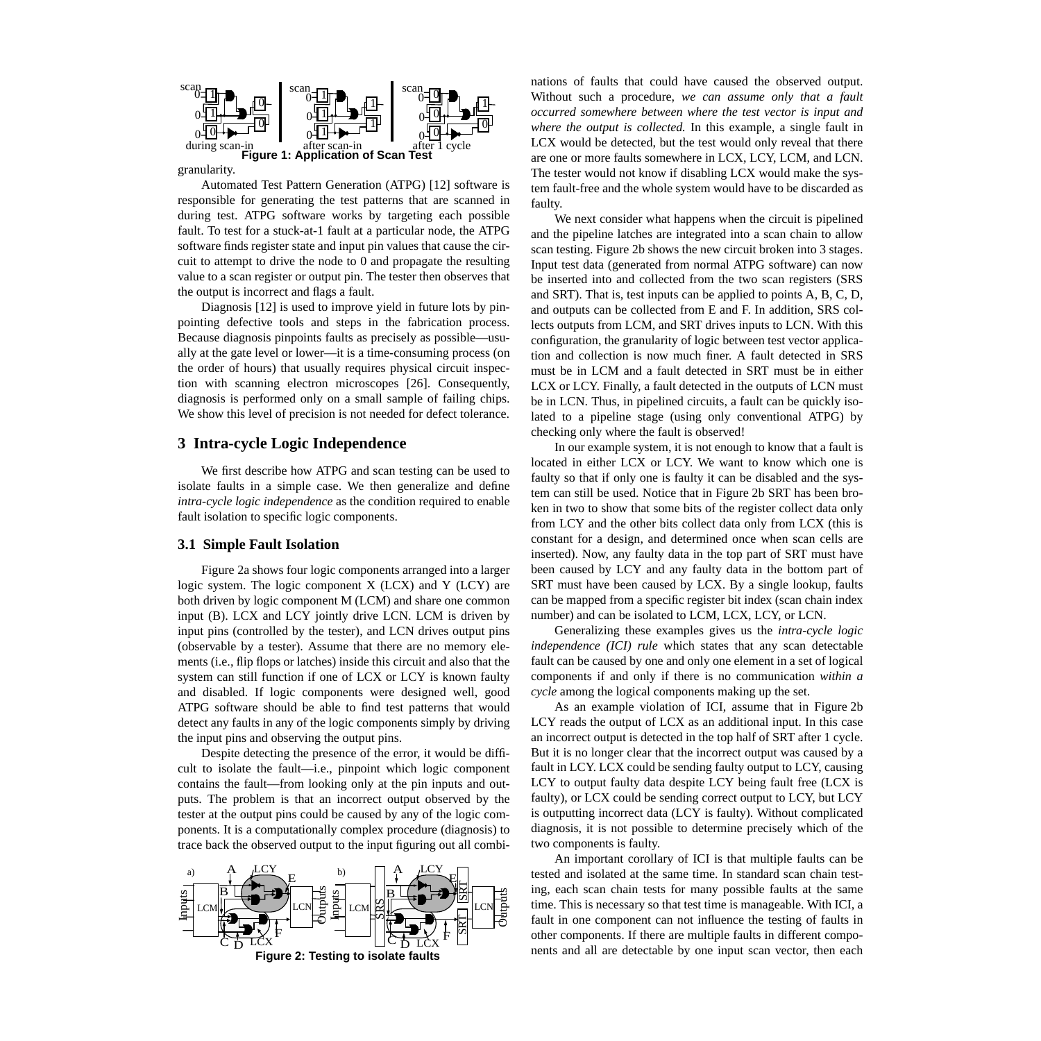scan
0 1 0
0 1 0
0 0 0
during scan-in

scan
0 1 1
0 1 1
0 1 1
after scan-in

scan
0 0 1
0 0 0
0 0 0
after 1 cycle

**Figure 1: Application of Scan Test**

granularity.

Automated Test Pattern Generation (ATPG) [12] software is responsible for generating the test patterns that are scanned in during test. ATPG software works by targeting each possible fault. To test for a stuck-at-1 fault at a particular node, the ATPG software finds register state and input pin values that cause the circuit to attempt to drive the node to 0 and propagate the resulting value to a scan register or output pin. The tester then observes that the output is incorrect and flags a fault.

Diagnosis [12] is used to improve yield in future lots by pinpointing defective tools and steps in the fabrication process. Because diagnosis pinpoints faults as precisely as possible—usually at the gate level or lower—it is a time-consuming process (on the order of hours) that usually requires physical circuit inspection with scanning electron microscopes [26]. Consequently, diagnosis is performed only on a small sample of failing chips. We show this level of precision is not needed for defect tolerance.

## 3 Intra-cycle Logic Independence

We first describe how ATPG and scan testing can be used to isolate faults in a simple case. We then generalize and define *intra-cycle logic independence* as the condition required to enable fault isolation to specific logic components.

### 3.1 Simple Fault Isolation

Figure 2a shows four logic components arranged into a larger logic system. The logic component X (LCX) and Y (LCY) are both driven by logic component M (LCM) and share one common input (B). LCX and LCY jointly drive LCN. LCM is driven by input pins (controlled by the tester), and LCN drives output pins (observable by a tester). Assume that there are no memory elements (i.e., flip flops or latches) inside this circuit and also that the system can still function if one of LCX or LCY is known faulty and disabled. If logic components were designed well, good ATPG software should be able to find test patterns that would detect any faults in any of the logic components simply by driving the input pins and observing the output pins.

Despite detecting the presence of the error, it would be difficult to isolate the fault—i.e., pinpoint which logic component contains the fault—from looking only at the pin inputs and outputs. The problem is that an incorrect output observed by the tester at the output pins could be caused by any of the logic components. It is a computationally complex procedure (diagnosis) to trace back the observed output to the input figuring out all combinations of faults that could have caused the observed output. Without such a procedure, *we can assume only that a fault occurred somewhere between where the test vector is input and where the output is collected.* In this example, a single fault in LCX would be detected, but the test would only reveal that there are one or more faults somewhere in LCX, LCY, LCM, and LCN. The tester would not know if disabling LCX would make the system fault-free and the whole system would have to be discarded as faulty.

a) A LCY E B Inputs LCM LCN Outputs C D LCX F

b) A LCY E B Inputs LCM SRS SRT LCN Outputs SRT C D LCX F

**Figure 2: Testing to isolate faults**

We next consider what happens when the circuit is pipelined and the pipeline latches are integrated into a scan chain to allow scan testing. Figure 2b shows the new circuit broken into 3 stages. Input test data (generated from normal ATPG software) can now be inserted into and collected from the two scan registers (SRS and SRT). That is, test inputs can be applied to points A, B, C, D, and outputs can be collected from E and F. In addition, SRS collects outputs from LCM, and SRT drives inputs to LCN. With this configuration, the granularity of logic between test vector application and collection is now much finer. A fault detected in SRS must be in LCM and a fault detected in SRT must be in either LCX or LCY. Finally, a fault detected in the outputs of LCN must be in LCN. Thus, in pipelined circuits, a fault can be quickly isolated to a pipeline stage (using only conventional ATPG) by checking only where the fault is observed!

In our example system, it is not enough to know that a fault is located in either LCX or LCY. We want to know which one is faulty so that if only one is faulty it can be disabled and the system can still be used. Notice that in Figure 2b SRT has been broken in two to show that some bits of the register collect data only from LCY and the other bits collect data only from LCX (this is constant for a design, and determined once when scan cells are inserted). Now, any faulty data in the top part of SRT must have been caused by LCY and any faulty data in the bottom part of SRT must have been caused by LCX. By a single lookup, faults can be mapped from a specific register bit index (scan chain index number) and can be isolated to LCM, LCX, LCY, or LCN.

Generalizing these examples gives us the *intra-cycle logic independence (ICI) rule* which states that any scan detectable fault can be caused by one and only one element in a set of logical components if and only if there is no communication *within a cycle* among the logical components making up the set.

As an example violation of ICI, assume that in Figure 2b LCY reads the output of LCX as an additional input. In this case an incorrect output is detected in the top half of SRT after 1 cycle. But it is no longer clear that the incorrect output was caused by a fault in LCY. LCX could be sending faulty output to LCY, causing LCY to output faulty data despite LCY being fault free (LCX is faulty), or LCX could be sending correct output to LCY, but LCY is outputting incorrect data (LCY is faulty). Without complicated diagnosis, it is not possible to determine precisely which of the two components is faulty.

An important corollary of ICI is that multiple faults can be tested and isolated at the same time. In standard scan chain testing, each scan chain tests for many possible faults at the same time. This is necessary so that test time is manageable. With ICI, a fault in one component can not influence the testing of faults in other components. If there are multiple faults in different components and all are detectable by one input scan vector, then each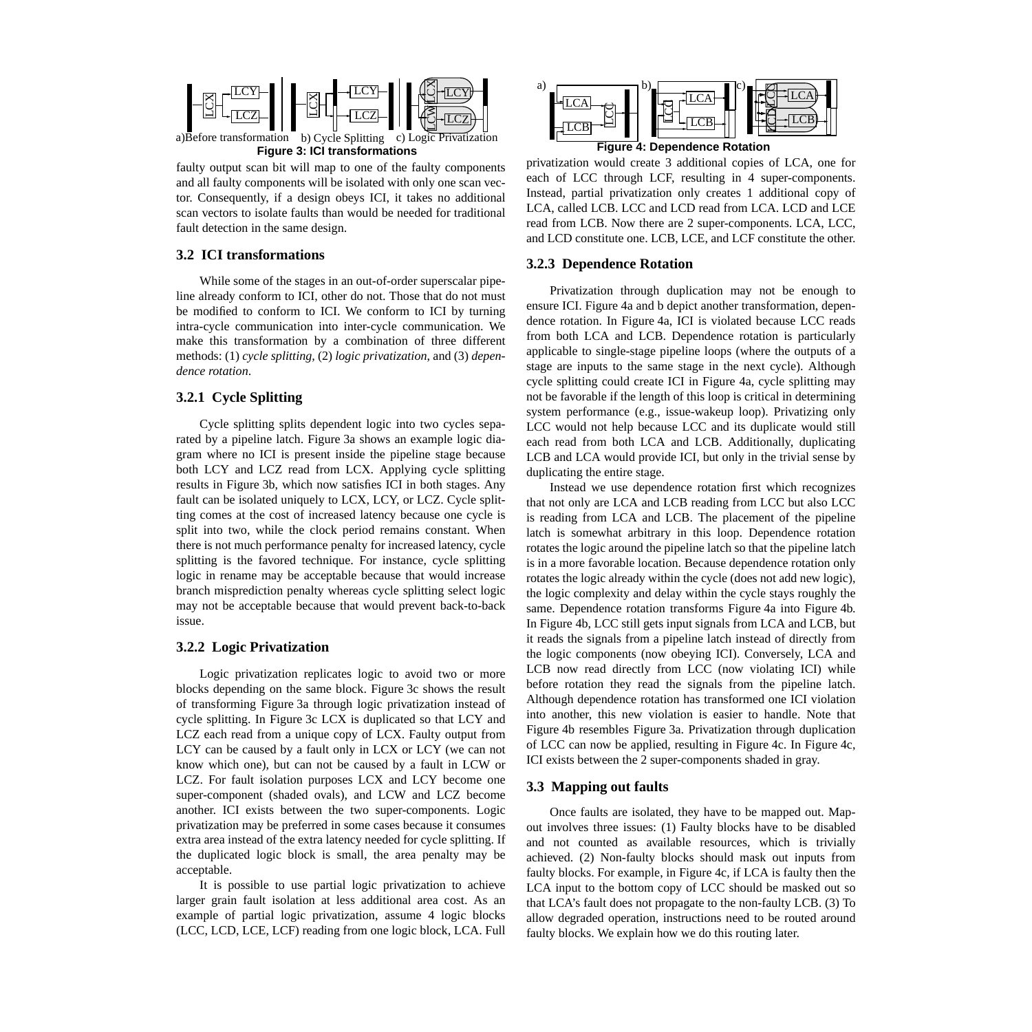a)Before transformation b) Cycle Splitting c) Logic Privatization

**Figure 3: ICI transformations**

faulty output scan bit will map to one of the faulty components and all faulty components will be isolated with only one scan vector. Consequently, if a design obeys ICI, it takes no additional scan vectors to isolate faults than would be needed for traditional fault detection in the same design.

### 3.2 ICI transformations

While some of the stages in an out-of-order superscalar pipeline already conform to ICI, other do not. Those that do not must be modified to conform to ICI. We conform to ICI by turning intra-cycle communication into inter-cycle communication. We make this transformation by a combination of three different methods: (1) *cycle splitting*, (2) *logic privatization*, and (3) *dependence rotation*.

#### 3.2.1 Cycle Splitting

Cycle splitting splits dependent logic into two cycles separated by a pipeline latch. Figure 3a shows an example logic diagram where no ICI is present inside the pipeline stage because both LCY and LCZ read from LCX. Applying cycle splitting results in Figure 3b, which now satisfies ICI in both stages. Any fault can be isolated uniquely to LCX, LCY, or LCZ. Cycle splitting comes at the cost of increased latency because one cycle is split into two, while the clock period remains constant. When there is not much performance penalty for increased latency, cycle splitting is the favored technique. For instance, cycle splitting logic in rename may be acceptable because that would increase branch misprediction penalty whereas cycle splitting select logic may not be acceptable because that would prevent back-to-back issue.

#### 3.2.2 Logic Privatization

Logic privatization replicates logic to avoid two or more blocks depending on the same block. Figure 3c shows the result of transforming Figure 3a through logic privatization instead of cycle splitting. In Figure 3c LCX is duplicated so that LCY and LCZ each read from a unique copy of LCX. Faulty output from LCY can be caused by a fault only in LCX or LCY (we can not know which one), but can not be caused by a fault in LCW or LCZ. For fault isolation purposes LCX and LCY become one super-component (shaded ovals), and LCW and LCZ become another. ICI exists between the two super-components. Logic privatization may be preferred in some cases because it consumes extra area instead of the extra latency needed for cycle splitting. If the duplicated logic block is small, the area penalty may be acceptable.

It is possible to use partial logic privatization to achieve larger grain fault isolation at less additional area cost. As an example of partial logic privatization, assume 4 logic blocks (LCC, LCD, LCE, LCF) reading from one logic block, LCA. Full privatization would create 3 additional copies of LCA, one for each of LCC through LCF, resulting in 4 super-components. Instead, partial privatization only creates 1 additional copy of LCA, called LCB. LCC and LCD read from LCA. LCD and LCE read from LCB. Now there are 2 super-components. LCA, LCC, and LCD constitute one. LCB, LCE, and LCF constitute the other.

**Figure 4: Dependence Rotation**

#### 3.2.3 Dependence Rotation

Privatization through duplication may not be enough to ensure ICI. Figure 4a and b depict another transformation, dependence rotation. In Figure 4a, ICI is violated because LCC reads from both LCA and LCB. Dependence rotation is particularly applicable to single-stage pipeline loops (where the outputs of a stage are inputs to the same stage in the next cycle). Although cycle splitting could create ICI in Figure 4a, cycle splitting may not be favorable if the length of this loop is critical in determining system performance (e.g., issue-wakeup loop). Privatizing only LCC would not help because LCC and its duplicate would still each read from both LCA and LCB. Additionally, duplicating LCB and LCA would provide ICI, but only in the trivial sense by duplicating the entire stage.

Instead we use dependence rotation first which recognizes that not only are LCA and LCB reading from LCC but also LCC is reading from LCA and LCB. The placement of the pipeline latch is somewhat arbitrary in this loop. Dependence rotation rotates the logic around the pipeline latch so that the pipeline latch is in a more favorable location. Because dependence rotation only rotates the logic already within the cycle (does not add new logic), the logic complexity and delay within the cycle stays roughly the same. Dependence rotation transforms Figure 4a into Figure 4b. In Figure 4b, LCC still gets input signals from LCA and LCB, but it reads the signals from a pipeline latch instead of directly from the logic components (now obeying ICI). Conversely, LCA and LCB now read directly from LCC (now violating ICI) while before rotation they read the signals from the pipeline latch. Although dependence rotation has transformed one ICI violation into another, this new violation is easier to handle. Note that Figure 4b resembles Figure 3a. Privatization through duplication of LCC can now be applied, resulting in Figure 4c. In Figure 4c, ICI exists between the 2 super-components shaded in gray.

### 3.3 Mapping out faults

Once faults are isolated, they have to be mapped out. Map-out involves three issues: (1) Faulty blocks have to be disabled and not counted as available resources, which is trivially achieved. (2) Non-faulty blocks should mask out inputs from faulty blocks. For example, in Figure 4c, if LCA is faulty then the LCA input to the bottom copy of LCC should be masked out so that LCA's fault does not propagate to the non-faulty LCB. (3) To allow degraded operation, instructions need to be routed around faulty blocks. We explain how we do this routing later.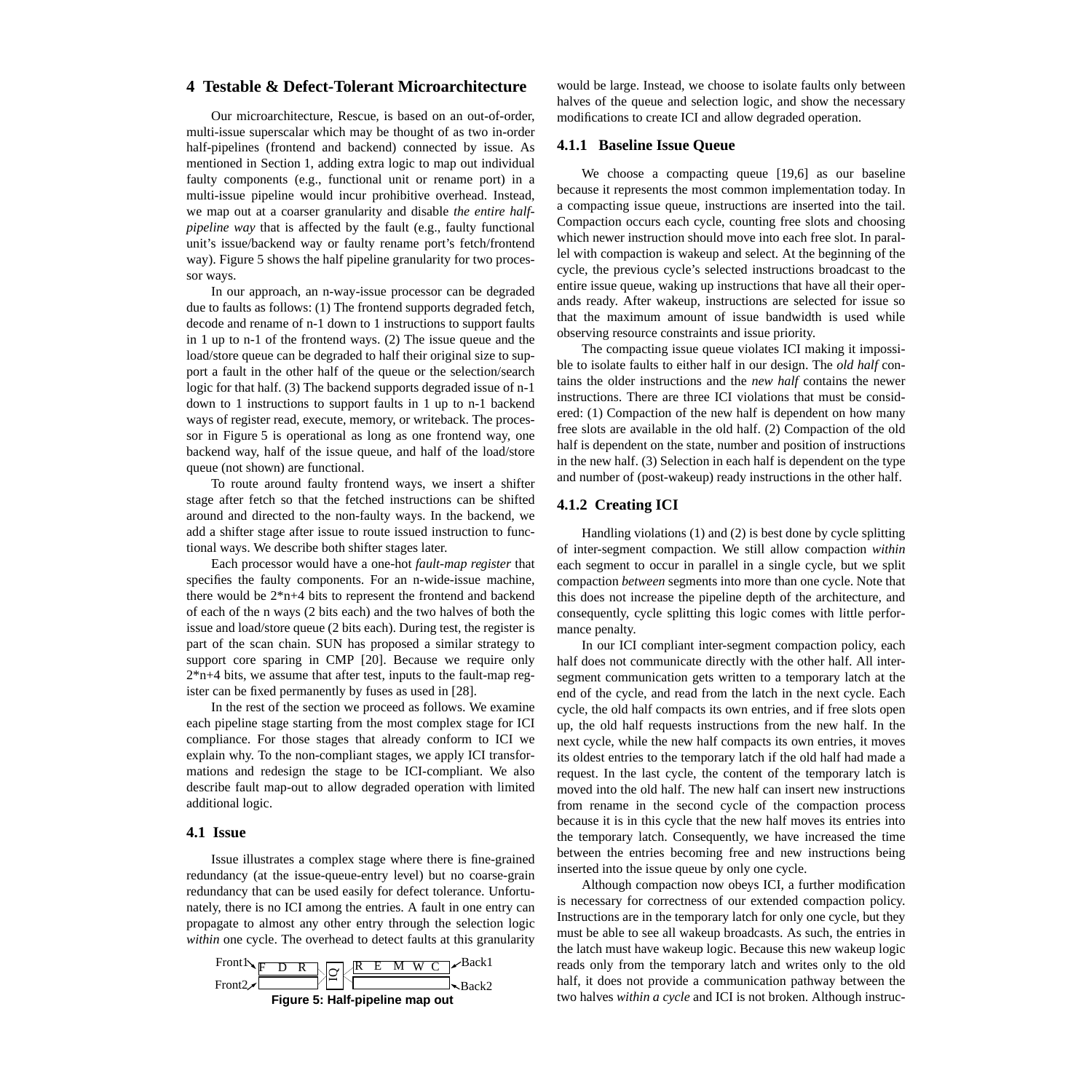## 4 Testable & Defect-Tolerant Microarchitecture

Our microarchitecture, Rescue, is based on an out-of-order, multi-issue superscalar which may be thought of as two in-order half-pipelines (frontend and backend) connected by issue. As mentioned in Section 1, adding extra logic to map out individual faulty components (e.g., functional unit or rename port) in a multi-issue pipeline would incur prohibitive overhead. Instead, we map out at a coarser granularity and disable *the entire half-pipeline way* that is affected by the fault (e.g., faulty functional unit's issue/backend way or faulty rename port's fetch/frontend way). Figure 5 shows the half pipeline granularity for two processor ways.

In our approach, an n-way-issue processor can be degraded due to faults as follows: (1) The frontend supports degraded fetch, decode and rename of n-1 down to 1 instructions to support faults in 1 up to n-1 of the frontend ways. (2) The issue queue and the load/store queue can be degraded to half their original size to support a fault in the other half of the queue or the selection/search logic for that half. (3) The backend supports degraded issue of n-1 down to 1 instructions to support faults in 1 up to n-1 backend ways of register read, execute, memory, or writeback. The processor in Figure 5 is operational as long as one frontend way, one backend way, half of the issue queue, and half of the load/store queue (not shown) are functional.

To route around faulty frontend ways, we insert a shifter stage after fetch so that the fetched instructions can be shifted around and directed to the non-faulty ways. In the backend, we add a shifter stage after issue to route issued instruction to functional ways. We describe both shifter stages later.

Each processor would have a one-hot *fault-map register* that specifies the faulty components. For an n-wide-issue machine, there would be 2\*n+4 bits to represent the frontend and backend of each of the n ways (2 bits each) and the two halves of both the issue and load/store queue (2 bits each). During test, the register is part of the scan chain. SUN has proposed a similar strategy to support core sparing in CMP [20]. Because we require only 2\*n+4 bits, we assume that after test, inputs to the fault-map register can be fixed permanently by fuses as used in [28].

In the rest of the section we proceed as follows. We examine each pipeline stage starting from the most complex stage for ICI compliance. For those stages that already conform to ICI we explain why. To the non-compliant stages, we apply ICI transformations and redesign the stage to be ICI-compliant. We also describe fault map-out to allow degraded operation with limited additional logic.

### 4.1 Issue

Issue illustrates a complex stage where there is fine-grained redundancy (at the issue-queue-entry level) but no coarse-grain redundancy that can be used easily for defect tolerance. Unfortunately, there is no ICI among the entries. A fault in one entry can propagate to almost any other entry through the selection logic *within* one cycle. The overhead to detect faults at this granularity would be large. Instead, we choose to isolate faults only between halves of the queue and selection logic, and show the necessary modifications to create ICI and allow degraded operation.

Front1 F D R IQ R E M W C Back1
Front2 Back2

**Figure 5: Half-pipeline map out**

#### 4.1.1 Baseline Issue Queue

We choose a compacting queue [19,6] as our baseline because it represents the most common implementation today. In a compacting issue queue, instructions are inserted into the tail. Compaction occurs each cycle, counting free slots and choosing which newer instruction should move into each free slot. In parallel with compaction is wakeup and select. At the beginning of the cycle, the previous cycle's selected instructions broadcast to the entire issue queue, waking up instructions that have all their operands ready. After wakeup, instructions are selected for issue so that the maximum amount of issue bandwidth is used while observing resource constraints and issue priority.

The compacting issue queue violates ICI making it impossible to isolate faults to either half in our design. The *old half* contains the older instructions and the *new half* contains the newer instructions. There are three ICI violations that must be considered: (1) Compaction of the new half is dependent on how many free slots are available in the old half. (2) Compaction of the old half is dependent on the state, number and position of instructions in the new half. (3) Selection in each half is dependent on the type and number of (post-wakeup) ready instructions in the other half.

#### 4.1.2 Creating ICI

Handling violations (1) and (2) is best done by cycle splitting of inter-segment compaction. We still allow compaction *within* each segment to occur in parallel in a single cycle, but we split compaction *between* segments into more than one cycle. Note that this does not increase the pipeline depth of the architecture, and consequently, cycle splitting this logic comes with little performance penalty.

In our ICI compliant inter-segment compaction policy, each half does not communicate directly with the other half. All inter-segment communication gets written to a temporary latch at the end of the cycle, and read from the latch in the next cycle. Each cycle, the old half compacts its own entries, and if free slots open up, the old half requests instructions from the new half. In the next cycle, while the new half compacts its own entries, it moves its oldest entries to the temporary latch if the old half had made a request. In the last cycle, the content of the temporary latch is moved into the old half. The new half can insert new instructions from rename in the second cycle of the compaction process because it is in this cycle that the new half moves its entries into the temporary latch. Consequently, we have increased the time between the entries becoming free and new instructions being inserted into the issue queue by only one cycle.

Although compaction now obeys ICI, a further modification is necessary for correctness of our extended compaction policy. Instructions are in the temporary latch for only one cycle, but they must be able to see all wakeup broadcasts. As such, the entries in the latch must have wakeup logic. Because this new wakeup logic reads only from the temporary latch and writes only to the old half, it does not provide a communication pathway between the two halves *within a cycle* and ICI is not broken. Although instruc-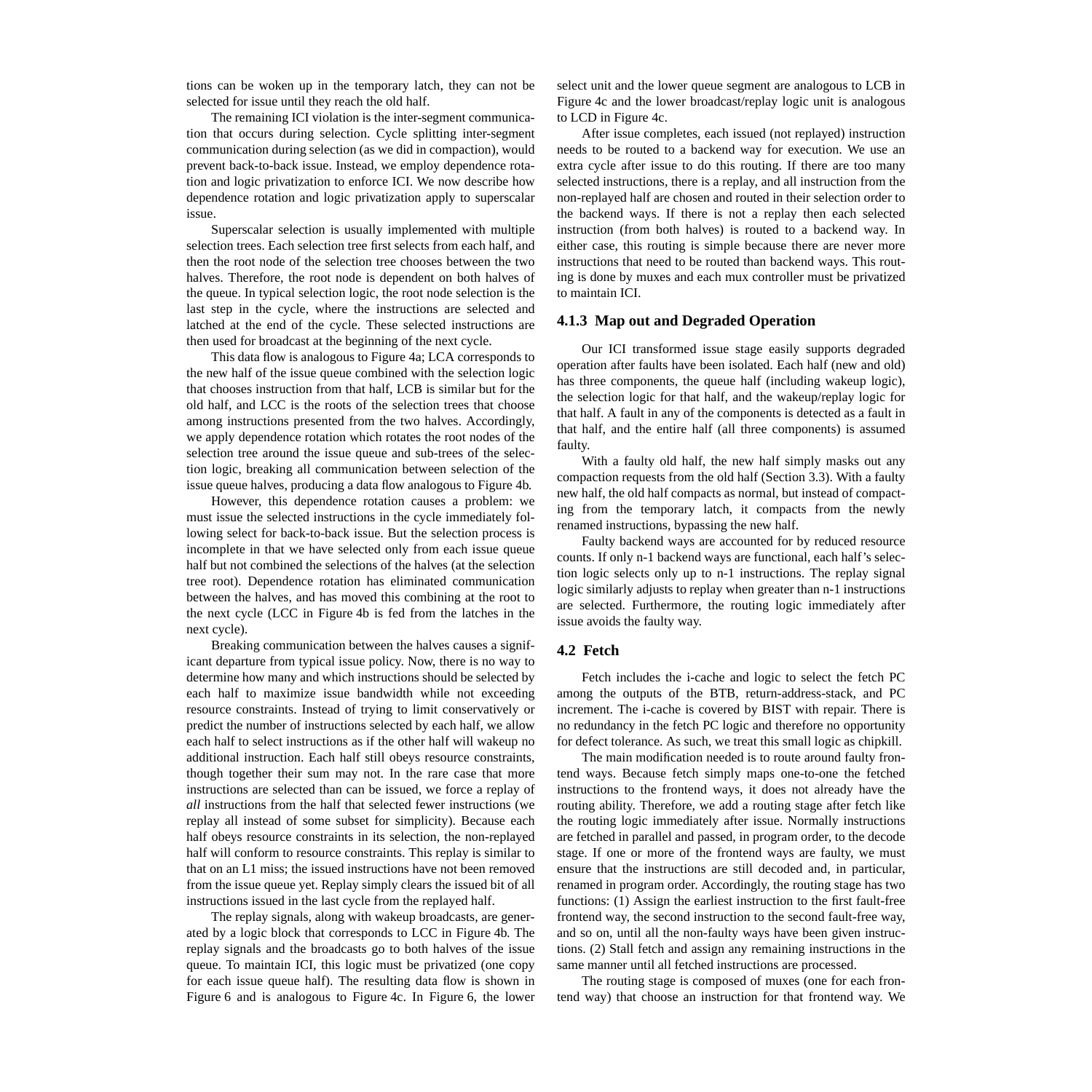tions can be woken up in the temporary latch, they can not be selected for issue until they reach the old half.

The remaining ICI violation is the inter-segment communication that occurs during selection. Cycle splitting inter-segment communication during selection (as we did in compaction), would prevent back-to-back issue. Instead, we employ dependence rotation and logic privatization to enforce ICI. We now describe how dependence rotation and logic privatization apply to superscalar issue.

Superscalar selection is usually implemented with multiple selection trees. Each selection tree first selects from each half, and then the root node of the selection tree chooses between the two halves. Therefore, the root node is dependent on both halves of the queue. In typical selection logic, the root node selection is the last step in the cycle, where the instructions are selected and latched at the end of the cycle. These selected instructions are then used for broadcast at the beginning of the next cycle.

This data flow is analogous to Figure 4a; LCA corresponds to the new half of the issue queue combined with the selection logic that chooses instruction from that half, LCB is similar but for the old half, and LCC is the roots of the selection trees that choose among instructions presented from the two halves. Accordingly, we apply dependence rotation which rotates the root nodes of the selection tree around the issue queue and sub-trees of the selection logic, breaking all communication between selection of the issue queue halves, producing a data flow analogous to Figure 4b.

However, this dependence rotation causes a problem: we must issue the selected instructions in the cycle immediately following select for back-to-back issue. But the selection process is incomplete in that we have selected only from each issue queue half but not combined the selections of the halves (at the selection tree root). Dependence rotation has eliminated communication between the halves, and has moved this combining at the root to the next cycle (LCC in Figure 4b is fed from the latches in the next cycle).

Breaking communication between the halves causes a significant departure from typical issue policy. Now, there is no way to determine how many and which instructions should be selected by each half to maximize issue bandwidth while not exceeding resource constraints. Instead of trying to limit conservatively or predict the number of instructions selected by each half, we allow each half to select instructions as if the other half will wakeup no additional instruction. Each half still obeys resource constraints, though together their sum may not. In the rare case that more instructions are selected than can be issued, we force a replay of *all* instructions from the half that selected fewer instructions (we replay all instead of some subset for simplicity). Because each half obeys resource constraints in its selection, the non-replayed half will conform to resource constraints. This replay is similar to that on an L1 miss; the issued instructions have not been removed from the issue queue yet. Replay simply clears the issued bit of all instructions issued in the last cycle from the replayed half.

The replay signals, along with wakeup broadcasts, are generated by a logic block that corresponds to LCC in Figure 4b. The replay signals and the broadcasts go to both halves of the issue queue. To maintain ICI, this logic must be privatized (one copy for each issue queue half). The resulting data flow is shown in Figure 6 and is analogous to Figure 4c. In Figure 6, the lower select unit and the lower queue segment are analogous to LCB in Figure 4c and the lower broadcast/replay logic unit is analogous to LCD in Figure 4c.

After issue completes, each issued (not replayed) instruction needs to be routed to a backend way for execution. We use an extra cycle after issue to do this routing. If there are too many selected instructions, there is a replay, and all instruction from the non-replayed half are chosen and routed in their selection order to the backend ways. If there is not a replay then each selected instruction (from both halves) is routed to a backend way. In either case, this routing is simple because there are never more instructions that need to be routed than backend ways. This routing is done by muxes and each mux controller must be privatized to maintain ICI.

### 4.1.3 Map out and Degraded Operation

Our ICI transformed issue stage easily supports degraded operation after faults have been isolated. Each half (new and old) has three components, the queue half (including wakeup logic), the selection logic for that half, and the wakeup/replay logic for that half. A fault in any of the components is detected as a fault in that half, and the entire half (all three components) is assumed faulty.

With a faulty old half, the new half simply masks out any compaction requests from the old half (Section 3.3). With a faulty new half, the old half compacts as normal, but instead of compacting from the temporary latch, it compacts from the newly renamed instructions, bypassing the new half.

Faulty backend ways are accounted for by reduced resource counts. If only n-1 backend ways are functional, each half's selection logic selects only up to n-1 instructions. The replay signal logic similarly adjusts to replay when greater than n-1 instructions are selected. Furthermore, the routing logic immediately after issue avoids the faulty way.

## 4.2 Fetch

Fetch includes the i-cache and logic to select the fetch PC among the outputs of the BTB, return-address-stack, and PC increment. The i-cache is covered by BIST with repair. There is no redundancy in the fetch PC logic and therefore no opportunity for defect tolerance. As such, we treat this small logic as chipkill.

The main modification needed is to route around faulty frontend ways. Because fetch simply maps one-to-one the fetched instructions to the frontend ways, it does not already have the routing ability. Therefore, we add a routing stage after fetch like the routing logic immediately after issue. Normally instructions are fetched in parallel and passed, in program order, to the decode stage. If one or more of the frontend ways are faulty, we must ensure that the instructions are still decoded and, in particular, renamed in program order. Accordingly, the routing stage has two functions: (1) Assign the earliest instruction to the first fault-free frontend way, the second instruction to the second fault-free way, and so on, until all the non-faulty ways have been given instructions. (2) Stall fetch and assign any remaining instructions in the same manner until all fetched instructions are processed.

The routing stage is composed of muxes (one for each frontend way) that choose an instruction for that frontend way. We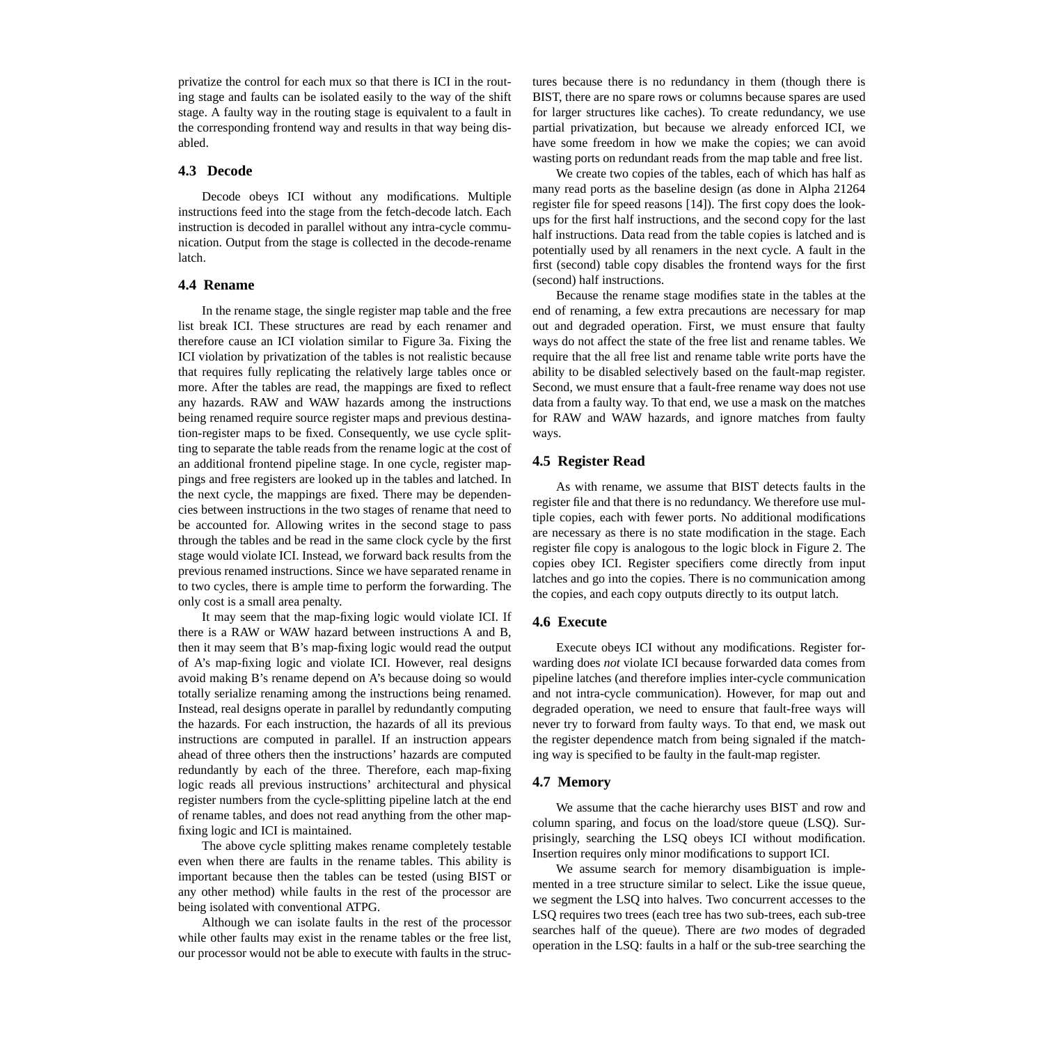privatize the control for each mux so that there is ICI in the routing stage and faults can be isolated easily to the way of the shift stage. A faulty way in the routing stage is equivalent to a fault in the corresponding frontend way and results in that way being disabled.

### 4.3 Decode

Decode obeys ICI without any modifications. Multiple instructions feed into the stage from the fetch-decode latch. Each instruction is decoded in parallel without any intra-cycle communication. Output from the stage is collected in the decode-rename latch.

### 4.4 Rename

In the rename stage, the single register map table and the free list break ICI. These structures are read by each renamer and therefore cause an ICI violation similar to Figure 3a. Fixing the ICI violation by privatization of the tables is not realistic because that requires fully replicating the relatively large tables once or more. After the tables are read, the mappings are fixed to reflect any hazards. RAW and WAW hazards among the instructions being renamed require source register maps and previous destination-register maps to be fixed. Consequently, we use cycle splitting to separate the table reads from the rename logic at the cost of an additional frontend pipeline stage. In one cycle, register mappings and free registers are looked up in the tables and latched. In the next cycle, the mappings are fixed. There may be dependencies between instructions in the two stages of rename that need to be accounted for. Allowing writes in the second stage to pass through the tables and be read in the same clock cycle by the first stage would violate ICI. Instead, we forward back results from the previous renamed instructions. Since we have separated rename in to two cycles, there is ample time to perform the forwarding. The only cost is a small area penalty.

It may seem that the map-fixing logic would violate ICI. If there is a RAW or WAW hazard between instructions A and B, then it may seem that B's map-fixing logic would read the output of A's map-fixing logic and violate ICI. However, real designs avoid making B's rename depend on A's because doing so would totally serialize renaming among the instructions being renamed. Instead, real designs operate in parallel by redundantly computing the hazards. For each instruction, the hazards of all its previous instructions are computed in parallel. If an instruction appears ahead of three others then the instructions' hazards are computed redundantly by each of the three. Therefore, each map-fixing logic reads all previous instructions' architectural and physical register numbers from the cycle-splitting pipeline latch at the end of rename tables, and does not read anything from the other map-fixing logic and ICI is maintained.

The above cycle splitting makes rename completely testable even when there are faults in the rename tables. This ability is important because then the tables can be tested (using BIST or any other method) while faults in the rest of the processor are being isolated with conventional ATPG.

Although we can isolate faults in the rest of the processor while other faults may exist in the rename tables or the free list, our processor would not be able to execute with faults in the structures because there is no redundancy in them (though there is BIST, there are no spare rows or columns because spares are used for larger structures like caches). To create redundancy, we use partial privatization, but because we already enforced ICI, we have some freedom in how we make the copies; we can avoid wasting ports on redundant reads from the map table and free list.

We create two copies of the tables, each of which has half as many read ports as the baseline design (as done in Alpha 21264 register file for speed reasons [14]). The first copy does the lookups for the first half instructions, and the second copy for the last half instructions. Data read from the table copies is latched and is potentially used by all renamers in the next cycle. A fault in the first (second) table copy disables the frontend ways for the first (second) half instructions.

Because the rename stage modifies state in the tables at the end of renaming, a few extra precautions are necessary for map out and degraded operation. First, we must ensure that faulty ways do not affect the state of the free list and rename tables. We require that the all free list and rename table write ports have the ability to be disabled selectively based on the fault-map register. Second, we must ensure that a fault-free rename way does not use data from a faulty way. To that end, we use a mask on the matches for RAW and WAW hazards, and ignore matches from faulty ways.

### 4.5 Register Read

As with rename, we assume that BIST detects faults in the register file and that there is no redundancy. We therefore use multiple copies, each with fewer ports. No additional modifications are necessary as there is no state modification in the stage. Each register file copy is analogous to the logic block in Figure 2. The copies obey ICI. Register specifiers come directly from input latches and go into the copies. There is no communication among the copies, and each copy outputs directly to its output latch.

### 4.6 Execute

Execute obeys ICI without any modifications. Register forwarding does *not* violate ICI because forwarded data comes from pipeline latches (and therefore implies inter-cycle communication and not intra-cycle communication). However, for map out and degraded operation, we need to ensure that fault-free ways will never try to forward from faulty ways. To that end, we mask out the register dependence match from being signaled if the matching way is specified to be faulty in the fault-map register.

### 4.7 Memory

We assume that the cache hierarchy uses BIST and row and column sparing, and focus on the load/store queue (LSQ). Surprisingly, searching the LSQ obeys ICI without modification. Insertion requires only minor modifications to support ICI.

We assume search for memory disambiguation is implemented in a tree structure similar to select. Like the issue queue, we segment the LSQ into halves. Two concurrent accesses to the LSQ requires two trees (each tree has two sub-trees, each sub-tree searches half of the queue). There are *two* modes of degraded operation in the LSQ: faults in a half or the sub-tree searching the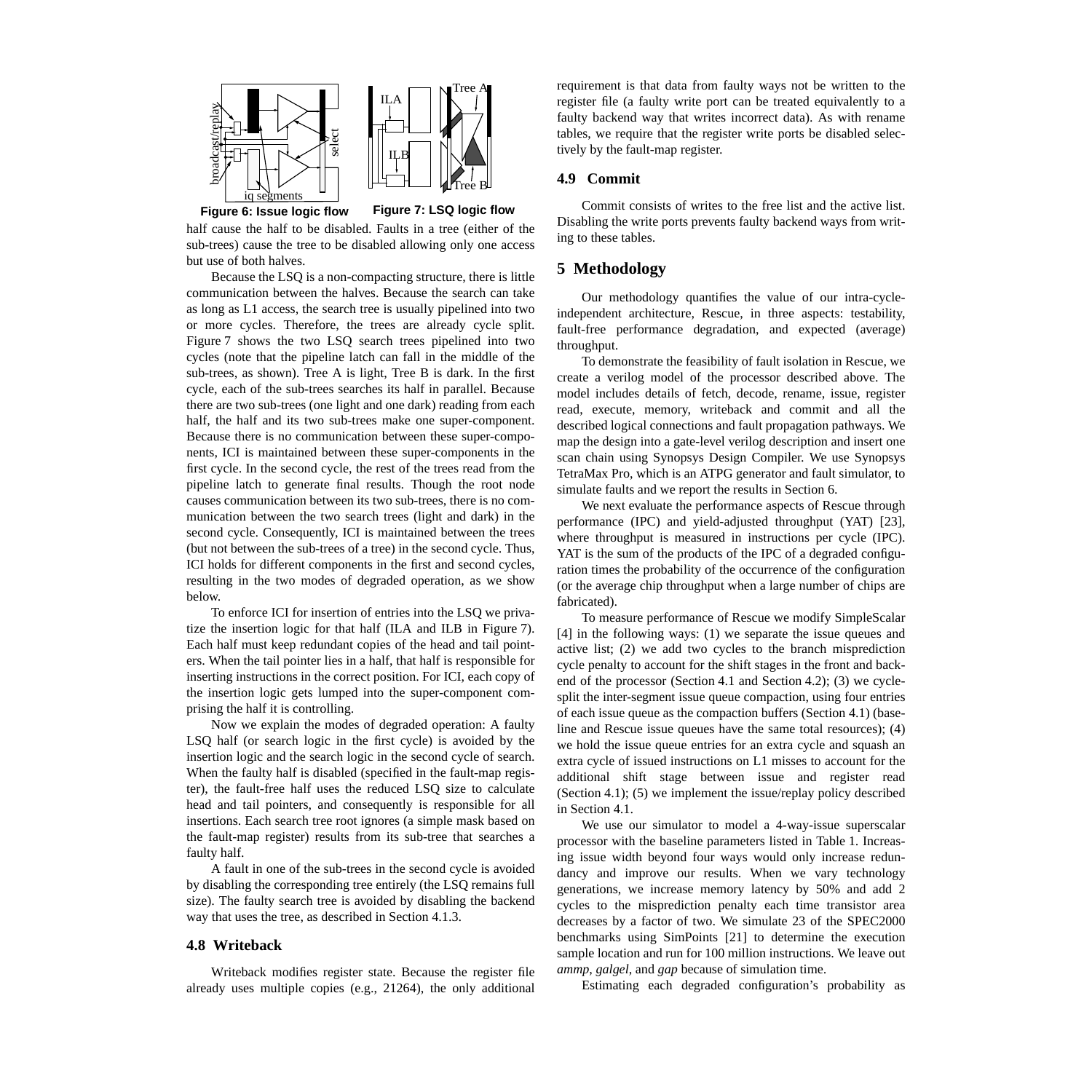broadcast/replay

iq segments

select

**Figure 6: Issue logic flow**

ILA

ILB

Tree A

Tree B

**Figure 7: LSQ logic flow**

half cause the half to be disabled. Faults in a tree (either of the sub-trees) cause the tree to be disabled allowing only one access but use of both halves.

Because the LSQ is a non-compacting structure, there is little communication between the halves. Because the search can take as long as L1 access, the search tree is usually pipelined into two or more cycles. Therefore, the trees are already cycle split. Figure 7 shows the two LSQ search trees pipelined into two cycles (note that the pipeline latch can fall in the middle of the sub-trees, as shown). Tree A is light, Tree B is dark. In the first cycle, each of the sub-trees searches its half in parallel. Because there are two sub-trees (one light and one dark) reading from each half, the half and its two sub-trees make one super-component. Because there is no communication between these super-components, ICI is maintained between these super-components in the first cycle. In the second cycle, the rest of the trees read from the pipeline latch to generate final results. Though the root node causes communication between its two sub-trees, there is no communication between the two search trees (light and dark) in the second cycle. Consequently, ICI is maintained between the trees (but not between the sub-trees of a tree) in the second cycle. Thus, ICI holds for different components in the first and second cycles, resulting in the two modes of degraded operation, as we show below.

To enforce ICI for insertion of entries into the LSQ we privatize the insertion logic for that half (ILA and ILB in Figure 7). Each half must keep redundant copies of the head and tail pointers. When the tail pointer lies in a half, that half is responsible for inserting instructions in the correct position. For ICI, each copy of the insertion logic gets lumped into the super-component comprising the half it is controlling.

Now we explain the modes of degraded operation: A faulty LSQ half (or search logic in the first cycle) is avoided by the insertion logic and the search logic in the second cycle of search. When the faulty half is disabled (specified in the fault-map register), the fault-free half uses the reduced LSQ size to calculate head and tail pointers, and consequently is responsible for all insertions. Each search tree root ignores (a simple mask based on the fault-map register) results from its sub-tree that searches a faulty half.

A fault in one of the sub-trees in the second cycle is avoided by disabling the corresponding tree entirely (the LSQ remains full size). The faulty search tree is avoided by disabling the backend way that uses the tree, as described in Section 4.1.3.

### 4.8 Writeback

Writeback modifies register state. Because the register file already uses multiple copies (e.g., 21264), the only additional requirement is that data from faulty ways not be written to the register file (a faulty write port can be treated equivalently to a faulty backend way that writes incorrect data). As with rename tables, we require that the register write ports be disabled selectively by the fault-map register.

### 4.9 Commit

Commit consists of writes to the free list and the active list. Disabling the write ports prevents faulty backend ways from writing to these tables.

## 5 Methodology

Our methodology quantifies the value of our intra-cycle-independent architecture, Rescue, in three aspects: testability, fault-free performance degradation, and expected (average) throughput.

To demonstrate the feasibility of fault isolation in Rescue, we create a verilog model of the processor described above. The model includes details of fetch, decode, rename, issue, register read, execute, memory, writeback and commit and all the described logical connections and fault propagation pathways. We map the design into a gate-level verilog description and insert one scan chain using Synopsys Design Compiler. We use Synopsys TetraMax Pro, which is an ATPG generator and fault simulator, to simulate faults and we report the results in Section 6.

We next evaluate the performance aspects of Rescue through performance (IPC) and yield-adjusted throughput (YAT) [23], where throughput is measured in instructions per cycle (IPC). YAT is the sum of the products of the IPC of a degraded configuration times the probability of the occurrence of the configuration (or the average chip throughput when a large number of chips are fabricated).

To measure performance of Rescue we modify SimpleScalar [4] in the following ways: (1) we separate the issue queues and active list; (2) we add two cycles to the branch misprediction cycle penalty to account for the shift stages in the front and backend of the processor (Section 4.1 and Section 4.2); (3) we cycle-split the inter-segment issue queue compaction, using four entries of each issue queue as the compaction buffers (Section 4.1) (baseline and Rescue issue queues have the same total resources); (4) we hold the issue queue entries for an extra cycle and squash an extra cycle of issued instructions on L1 misses to account for the additional shift stage between issue and register read (Section 4.1); (5) we implement the issue/replay policy described in Section 4.1.

We use our simulator to model a 4-way-issue superscalar processor with the baseline parameters listed in Table 1. Increasing issue width beyond four ways would only increase redundancy and improve our results. When we vary technology generations, we increase memory latency by 50% and add 2 cycles to the misprediction penalty each time transistor area decreases by a factor of two. We simulate 23 of the SPEC2000 benchmarks using SimPoints [21] to determine the execution sample location and run for 100 million instructions. We leave out *ammp*, *galgel*, and *gap* because of simulation time.

Estimating each degraded configuration's probability as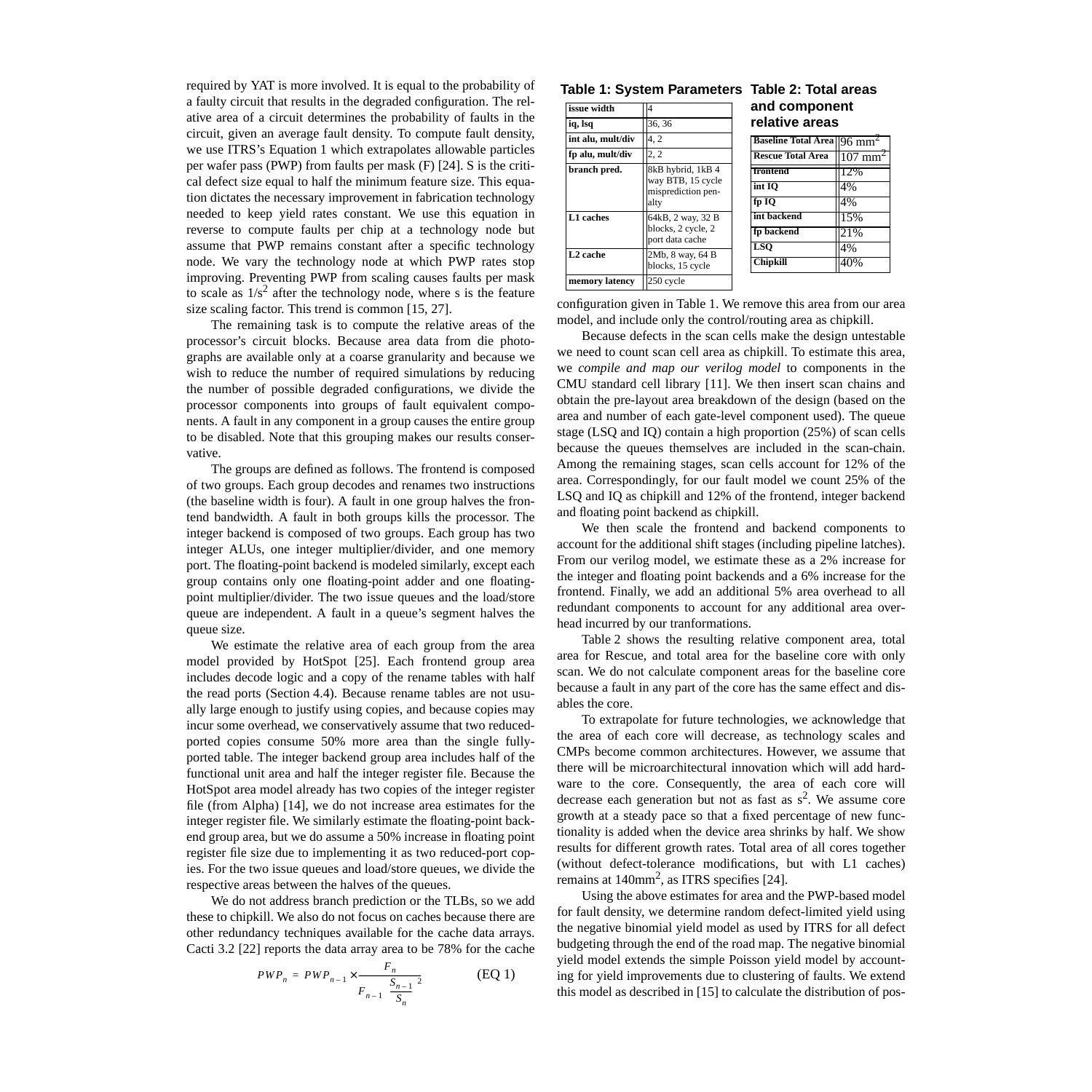required by YAT is more involved. It is equal to the probability of a faulty circuit that results in the degraded configuration. The relative area of a circuit determines the probability of faults in the circuit, given an average fault density. To compute fault density, we use ITRS's Equation 1 which extrapolates allowable particles per wafer pass (PWP) from faults per mask (F) [24]. S is the critical defect size equal to half the minimum feature size. This equation dictates the necessary improvement in fabrication technology needed to keep yield rates constant. We use this equation in reverse to compute faults per chip at a technology node but assume that PWP remains constant after a specific technology node. We vary the technology node at which PWP rates stop improving. Preventing PWP from scaling causes faults per mask to scale as $1/s^2$ after the technology node, where s is the feature size scaling factor. This trend is common [15, 27].

The remaining task is to compute the relative areas of the processor's circuit blocks. Because area data from die photographs are available only at a coarse granularity and because we wish to reduce the number of required simulations by reducing the number of possible degraded configurations, we divide the processor components into groups of fault equivalent components. A fault in any component in a group causes the entire group to be disabled. Note that this grouping makes our results conservative.

The groups are defined as follows. The frontend is composed of two groups. Each group decodes and renames two instructions (the baseline width is four). A fault in one group halves the frontend bandwidth. A fault in both groups kills the processor. The integer backend is composed of two groups. Each group has two integer ALUs, one integer multiplier/divider, and one memory port. The floating-point backend is modeled similarly, except each group contains only one floating-point adder and one floating-point multiplier/divider. The two issue queues and the load/store queue are independent. A fault in a queue's segment halves the queue size.

We estimate the relative area of each group from the area model provided by HotSpot [25]. Each frontend group area includes decode logic and a copy of the rename tables with half the read ports (Section 4.4). Because rename tables are not usually large enough to justify using copies, and because copies may incur some overhead, we conservatively assume that two reduced-ported copies consume 50% more area than the single fully-ported table. The integer backend group area includes half of the functional unit area and half the integer register file. Because the HotSpot area model already has two copies of the integer register file (from Alpha) [14], we do not increase area estimates for the integer register file. We similarly estimate the floating-point backend group area, but we do assume a 50% increase in floating point register file size due to implementing it as two reduced-port copies. For the two issue queues and load/store queues, we divide the respective areas between the halves of the queues.

We do not address branch prediction or the TLBs, so we add these to chipkill. We also do not focus on caches because there are other redundancy techniques available for the cache data arrays. Cacti 3.2 [22] reports the data array area to be 78% for the cache

$$PWP_n = PWP_{n-1} \times \frac{F_n}{F_{n-1}\left(\frac{S_{n-1}}{S_n}\right)^2} \qquad \text{(EQ 1)}$$

**Table 1: System Parameters**

| | |
|---|---|
| **issue width** | 4 |
| **iq, lsq** | 36, 36 |
| **int alu, mult/div** | 4, 2 |
| **fp alu, mult/div** | 2, 2 |
| **branch pred.** | 8kB hybrid, 1kB 4 way BTB, 15 cycle misprediction penalty |
| **L1 caches** | 64kB, 2 way, 32 B blocks, 2 cycle, 2 port data cache |
| **L2 cache** | 2Mb, 8 way, 64 B blocks, 15 cycle |
| **memory latency** | 250 cycle |

**Table 2: Total areas and component relative areas**

| | |
|---|---|
| **Baseline Total Area** | 96 $mm^2$ |
| **Rescue Total Area** | 107 $mm^2$ |
| **frontend** | 12% |
| **int IQ** | 4% |
| **fp IQ** | 4% |
| **int backend** | 15% |
| **fp backend** | 21% |
| **LSQ** | 4% |
| **Chipkill** | 40% |

configuration given in Table 1. We remove this area from our area model, and include only the control/routing area as chipkill.

Because defects in the scan cells make the design untestable we need to count scan cell area as chipkill. To estimate this area, we *compile and map our verilog model* to components in the CMU standard cell library [11]. We then insert scan chains and obtain the pre-layout area breakdown of the design (based on the area and number of each gate-level component used). The queue stage (LSQ and IQ) contain a high proportion (25%) of scan cells because the queues themselves are included in the scan-chain. Among the remaining stages, scan cells account for 12% of the area. Correspondingly, for our fault model we count 25% of the LSQ and IQ as chipkill and 12% of the frontend, integer backend and floating point backend as chipkill.

We then scale the frontend and backend components to account for the additional shift stages (including pipeline latches). From our verilog model, we estimate these as a 2% increase for the integer and floating point backends and a 6% increase for the frontend. Finally, we add an additional 5% area overhead to all redundant components to account for any additional area overhead incurred by our tranformations.

Table 2 shows the resulting relative component area, total area for Rescue, and total area for the baseline core with only scan. We do not calculate component areas for the baseline core because a fault in any part of the core has the same effect and disables the core.

To extrapolate for future technologies, we acknowledge that the area of each core will decrease, as technology scales and CMPs become common architectures. However, we assume that there will be microarchitectural innovation which will add hardware to the core. Consequently, the area of each core will decrease each generation but not as fast as $s^2$. We assume core growth at a steady pace so that a fixed percentage of new functionality is added when the device area shrinks by half. We show results for different growth rates. Total area of all cores together (without defect-tolerance modifications, but with L1 caches) remains at 140$mm^2$, as ITRS specifies [24].

Using the above estimates for area and the PWP-based model for fault density, we determine random defect-limited yield using the negative binomial yield model as used by ITRS for all defect budgeting through the end of the road map. The negative binomial yield model extends the simple Poisson yield model by accounting for yield improvements due to clustering of faults. We extend this model as described in [15] to calculate the distribution of pos-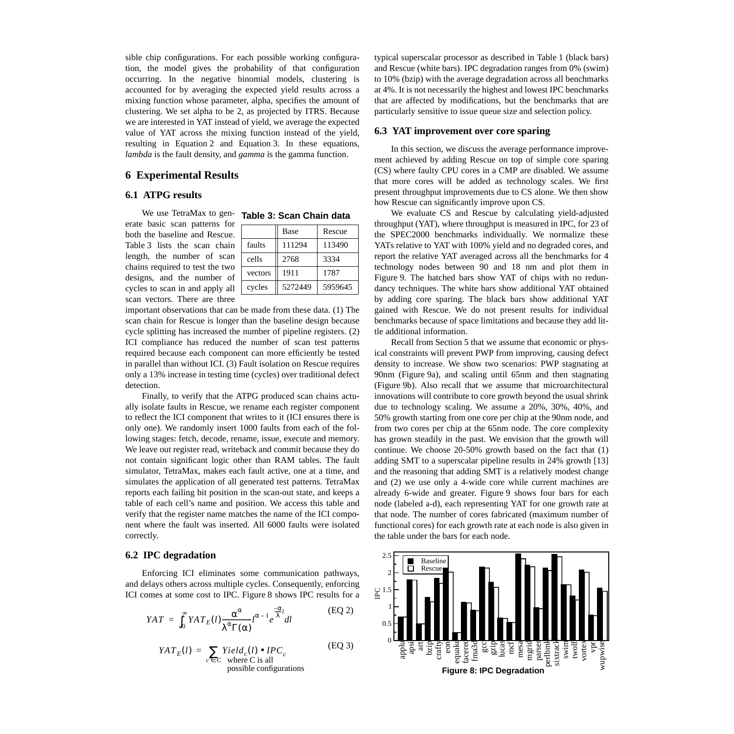sible chip configurations. For each possible working configuration, the model gives the probability of that configuration occurring. In the negative binomial models, clustering is accounted for by averaging the expected yield results across a mixing function whose parameter, alpha, specifies the amount of clustering. We set alpha to be 2, as projected by ITRS. Because we are interested in YAT instead of yield, we average the expected value of YAT across the mixing function instead of the yield, resulting in Equation 2 and Equation 3. In these equations, *lambda* is the fault density, and *gamma* is the gamma function.

$$YAT = \int_0^{\infty} YAT_E(l) \frac{\alpha^{\alpha}}{\lambda^{\alpha}\Gamma(\alpha)} l^{\alpha - 1} e^{\frac{-\alpha}{\lambda}l} dl \qquad \text{(EQ 2)}$$

$$YAT_E(l) = \sum_{c \in C} Yield_c(l) \bullet IPC_c \qquad \text{(EQ 3)}$$

where C is all possible configurations

## 6 Experimental Results

### 6.1 ATPG results

We use TetraMax to generate basic scan patterns for both the baseline and Rescue. Table 3 lists the scan chain length, the number of scan chains required to test the two designs, and the number of cycles to scan in and apply all scan vectors. There are three important observations that can be made from these data. (1) The scan chain for Rescue is longer than the baseline design because cycle splitting has increased the number of pipeline registers. (2) ICI compliance has reduced the number of scan test patterns required because each component can more efficiently be tested in parallel than without ICI. (3) Fault isolation on Rescue requires only a 13% increase in testing time (cycles) over traditional defect detection.

**Table 3: Scan Chain data**

| | Base | Rescue |
|---|---|---|
| faults | 111294 | 113490 |
| cells | 2768 | 3334 |
| vectors | 1911 | 1787 |
| cycles | 5272449 | 5959645 |

Finally, to verify that the ATPG produced scan chains actually isolate faults in Rescue, we rename each register component to reflect the ICI component that writes to it (ICI ensures there is only one). We randomly insert 1000 faults from each of the following stages: fetch, decode, rename, issue, execute and memory. We leave out register read, writeback and commit because they do not contain significant logic other than RAM tables. The fault simulator, TetraMax, makes each fault active, one at a time, and simulates the application of all generated test patterns. TetraMax reports each failing bit position in the scan-out state, and keeps a table of each cell's name and position. We access this table and verify that the register name matches the name of the ICI component where the fault was inserted. All 6000 faults were isolated correctly.

### 6.2 IPC degradation

Enforcing ICI eliminates some communication pathways, and delays others across multiple cycles. Consequently, enforcing ICI comes at some cost to IPC. Figure 8 shows IPC results for a typical superscalar processor as described in Table 1 (black bars) and Rescue (white bars). IPC degradation ranges from 0% (swim) to 10% (bzip) with the average degradation across all benchmarks at 4%. It is not necessarily the highest and lowest IPC benchmarks that are affected by modifications, but the benchmarks that are particularly sensitive to issue queue size and selection policy.

### 6.3 YAT improvement over core sparing

In this section, we discuss the average performance improvement achieved by adding Rescue on top of simple core sparing (CS) where faulty CPU cores in a CMP are disabled. We assume that more cores will be added as technology scales. We first present throughput improvements due to CS alone. We then show how Rescue can significantly improve upon CS.

We evaluate CS and Rescue by calculating yield-adjusted throughput (YAT), where throughput is measured in IPC, for 23 of the SPEC2000 benchmarks individually. We normalize these YATs relative to YAT with 100% yield and no degraded cores, and report the relative YAT averaged across all the benchmarks for 4 technology nodes between 90 and 18 nm and plot them in Figure 9. The hatched bars show YAT of chips with no redundancy techniques. The white bars show additional YAT obtained by adding core sparing. The black bars show additional YAT gained with Rescue. We do not present results for individual benchmarks because of space limitations and because they add little additional information.

Recall from Section 5 that we assume that economic or physical constraints will prevent PWP from improving, causing defect density to increase. We show two scenarios: PWP stagnating at 90nm (Figure 9a), and scaling until 65nm and then stagnating (Figure 9b). Also recall that we assume that microarchitectural innovations will contribute to core growth beyond the usual shrink due to technology scaling. We assume a 20%, 30%, 40%, and 50% growth starting from one core per chip at the 90nm node, and from two cores per chip at the 65nm node. The core complexity has grown steadily in the past. We envision that the growth will continue. We choose 20-50% growth based on the fact that (1) adding SMT to a superscalar pipeline results in 24% growth [13] and the reasoning that adding SMT is a relatively modest change and (2) we use only a 4-wide core while current machines are already 6-wide and greater. Figure 9 shows four bars for each node (labeled a-d), each representing YAT for one growth rate at that node. The number of cores fabricated (maximum number of functional cores) for each growth rate at each node is also given in the table under the bars for each node.

**Figure 8: IPC Degradation**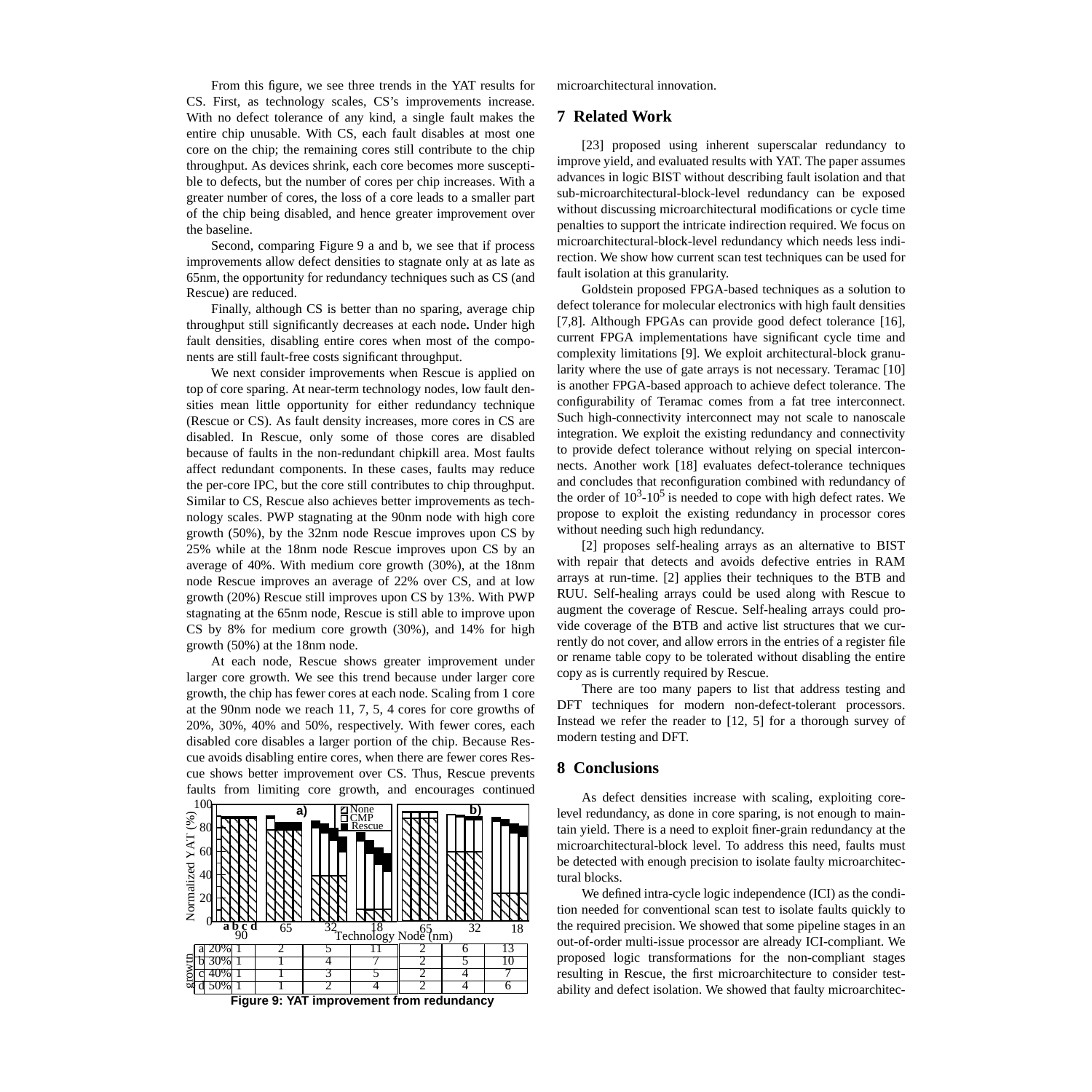From this figure, we see three trends in the YAT results for CS. First, as technology scales, CS's improvements increase. With no defect tolerance of any kind, a single fault makes the entire chip unusable. With CS, each fault disables at most one core on the chip; the remaining cores still contribute to the chip throughput. As devices shrink, each core becomes more susceptible to defects, but the number of cores per chip increases. With a greater number of cores, the loss of a core leads to a smaller part of the chip being disabled, and hence greater improvement over the baseline.

Second, comparing Figure 9 a and b, we see that if process improvements allow defect densities to stagnate only at as late as 65nm, the opportunity for redundancy techniques such as CS (and Rescue) are reduced.

Finally, although CS is better than no sparing, average chip throughput still significantly decreases at each node**.** Under high fault densities, disabling entire cores when most of the components are still fault-free costs significant throughput.

We next consider improvements when Rescue is applied on top of core sparing. At near-term technology nodes, low fault densities mean little opportunity for either redundancy technique (Rescue or CS). As fault density increases, more cores in CS are disabled. In Rescue, only some of those cores are disabled because of faults in the non-redundant chipkill area. Most faults affect redundant components. In these cases, faults may reduce the per-core IPC, but the core still contributes to chip throughput. Similar to CS, Rescue also achieves better improvements as technology scales. PWP stagnating at the 90nm node with high core growth (50%), by the 32nm node Rescue improves upon CS by 25% while at the 18nm node Rescue improves upon CS by an average of 40%. With medium core growth (30%), at the 18nm node Rescue improves an average of 22% over CS, and at low growth (20%) Rescue still improves upon CS by 13%. With PWP stagnating at the 65nm node, Rescue is still able to improve upon CS by 8% for medium core growth (30%), and 14% for high growth (50%) at the 18nm node.

At each node, Rescue shows greater improvement under larger core growth. We see this trend because under larger core growth, the chip has fewer cores at each node. Scaling from 1 core at the 90nm node we reach 11, 7, 5, 4 cores for core growths of 20%, 30%, 40% and 50%, respectively. With fewer cores, each disabled core disables a larger portion of the chip. Because Rescue avoids disabling entire cores, when there are fewer cores Rescue shows better improvement over CS. Thus, Rescue prevents faults from limiting core growth, and encourages continued microarchitectural innovation.

| core growth | 90 | 65 | 32 | 18 | 65 | 32 | 18 |
|---|---|---|---|---|---|---|---|
| a 20% | 1 | 2 | 5 | 11 | 2 | 6 | 13 |
| b 30% | 1 | 1 | 4 | 7 | 2 | 5 | 10 |
| c 40% | 1 | 1 | 3 | 5 | 2 | 4 | 7 |
| d 50% | 1 | 1 | 2 | 4 | 2 | 4 | 6 |

**Figure 9: YAT improvement from redundancy**

## 7 Related Work

[23] proposed using inherent superscalar redundancy to improve yield, and evaluated results with YAT. The paper assumes advances in logic BIST without describing fault isolation and that sub-microarchitectural-block-level redundancy can be exposed without discussing microarchitectural modifications or cycle time penalties to support the intricate indirection required. We focus on microarchitectural-block-level redundancy which needs less indirection. We show how current scan test techniques can be used for fault isolation at this granularity.

Goldstein proposed FPGA-based techniques as a solution to defect tolerance for molecular electronics with high fault densities [7,8]. Although FPGAs can provide good defect tolerance [16], current FPGA implementations have significant cycle time and complexity limitations [9]. We exploit architectural-block granularity where the use of gate arrays is not necessary. Teramac [10] is another FPGA-based approach to achieve defect tolerance. The configurability of Teramac comes from a fat tree interconnect. Such high-connectivity interconnect may not scale to nanoscale integration. We exploit the existing redundancy and connectivity to provide defect tolerance without relying on special interconnects. Another work [18] evaluates defect-tolerance techniques and concludes that reconfiguration combined with redundancy of the order of $10^3$-$10^5$ is needed to cope with high defect rates. We propose to exploit the existing redundancy in processor cores without needing such high redundancy.

[2] proposes self-healing arrays as an alternative to BIST with repair that detects and avoids defective entries in RAM arrays at run-time. [2] applies their techniques to the BTB and RUU. Self-healing arrays could be used along with Rescue to augment the coverage of Rescue. Self-healing arrays could provide coverage of the BTB and active list structures that we currently do not cover, and allow errors in the entries of a register file or rename table copy to be tolerated without disabling the entire copy as is currently required by Rescue.

There are too many papers to list that address testing and DFT techniques for modern non-defect-tolerant processors. Instead we refer the reader to [12, 5] for a thorough survey of modern testing and DFT.

## 8 Conclusions

As defect densities increase with scaling, exploiting core-level redundancy, as done in core sparing, is not enough to maintain yield. There is a need to exploit finer-grain redundancy at the microarchitectural-block level. To address this need, faults must be detected with enough precision to isolate faulty microarchitectural blocks.

We defined intra-cycle logic independence (ICI) as the condition needed for conventional scan test to isolate faults quickly to the required precision. We showed that some pipeline stages in an out-of-order multi-issue processor are already ICI-compliant. We proposed logic transformations for the non-compliant stages resulting in Rescue, the first microarchitecture to consider testability and defect isolation. We showed that faulty microarchitec-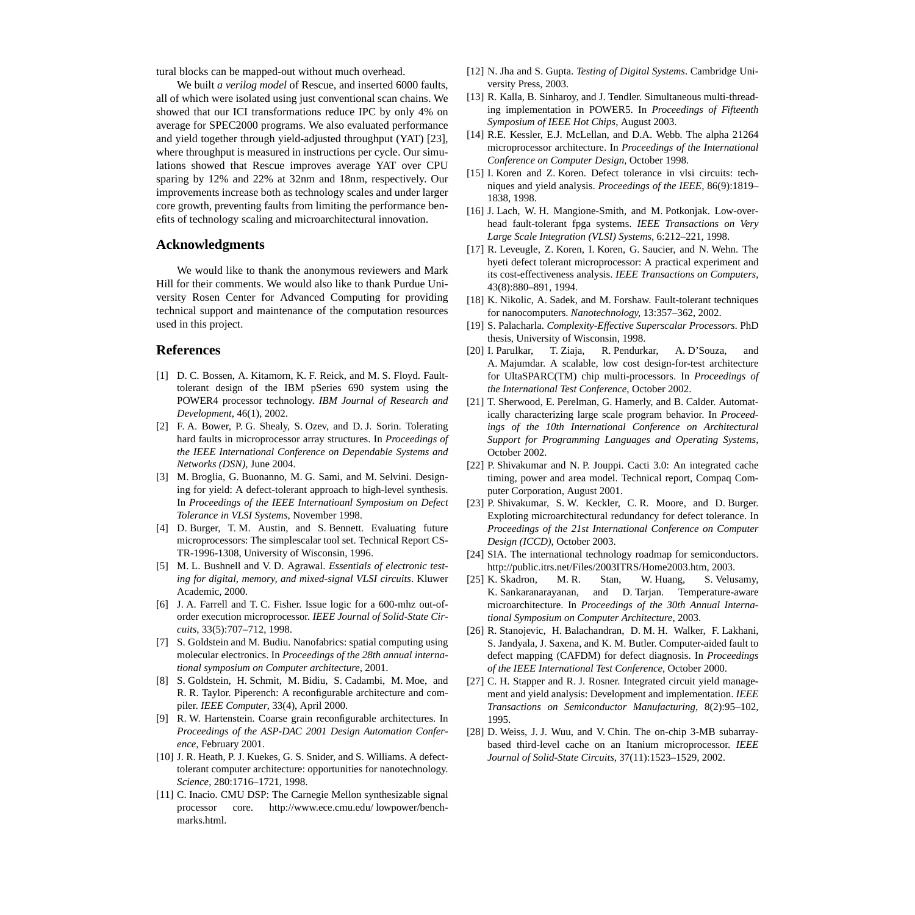tural blocks can be mapped-out without much overhead.

We built *a verilog model* of Rescue, and inserted 6000 faults, all of which were isolated using just conventional scan chains. We showed that our ICI transformations reduce IPC by only 4% on average for SPEC2000 programs. We also evaluated performance and yield together through yield-adjusted throughput (YAT) [23], where throughput is measured in instructions per cycle. Our simulations showed that Rescue improves average YAT over CPU sparing by 12% and 22% at 32nm and 18nm, respectively. Our improvements increase both as technology scales and under larger core growth, preventing faults from limiting the performance benefits of technology scaling and microarchitectural innovation.

## Acknowledgments

We would like to thank the anonymous reviewers and Mark Hill for their comments. We would also like to thank Purdue University Rosen Center for Advanced Computing for providing technical support and maintenance of the computation resources used in this project.

## References

[1] D. C. Bossen, A. Kitamorn, K. F. Reick, and M. S. Floyd. Fault-tolerant design of the IBM pSeries 690 system using the POWER4 processor technology. *IBM Journal of Research and Development*, 46(1), 2002.

[2] F. A. Bower, P. G. Shealy, S. Ozev, and D. J. Sorin. Tolerating hard faults in microprocessor array structures. In *Proceedings of the IEEE International Conference on Dependable Systems and Networks (DSN)*, June 2004.

[3] M. Broglia, G. Buonanno, M. G. Sami, and M. Selvini. Designing for yield: A defect-tolerant approach to high-level synthesis. In *Proceedings of the IEEE Internatioanl Symposium on Defect Tolerance in VLSI Systems*, November 1998.

[4] D. Burger, T. M. Austin, and S. Bennett. Evaluating future microprocessors: The simplescalar tool set. Technical Report CS-TR-1996-1308, University of Wisconsin, 1996.

[5] M. L. Bushnell and V. D. Agrawal. *Essentials of electronic testing for digital, memory, and mixed-signal VLSI circuits*. Kluwer Academic, 2000.

[6] J. A. Farrell and T. C. Fisher. Issue logic for a 600-mhz out-of-order execution microprocessor. *IEEE Journal of Solid-State Circuits*, 33(5):707–712, 1998.

[7] S. Goldstein and M. Budiu. Nanofabrics: spatial computing using molecular electronics. In *Proceedings of the 28th annual international symposium on Computer architecture*, 2001.

[8] S. Goldstein, H. Schmit, M. Bidiu, S. Cadambi, M. Moe, and R. R. Taylor. Piperench: A reconfigurable architecture and compiler. *IEEE Computer*, 33(4), April 2000.

[9] R. W. Hartenstein. Coarse grain reconfigurable architectures. In *Proceedings of the ASP-DAC 2001 Design Automation Conference*, February 2001.

[10] J. R. Heath, P. J. Kuekes, G. S. Snider, and S. Williams. A defect-tolerant computer architecture: opportunities for nanotechnology. *Science*, 280:1716–1721, 1998.

[11] C. Inacio. CMU DSP: The Carnegie Mellon synthesizable signal processor core. http://www.ece.cmu.edu/ lowpower/benchmarks.html.

[12] N. Jha and S. Gupta. *Testing of Digital Systems*. Cambridge University Press, 2003.

[13] R. Kalla, B. Sinharoy, and J. Tendler. Simultaneous multi-threading implementation in POWER5. In *Proceedings of Fifteenth Symposium of IEEE Hot Chips*, August 2003.

[14] R.E. Kessler, E.J. McLellan, and D.A. Webb. The alpha 21264 microprocessor architecture. In *Proceedings of the International Conference on Computer Design*, October 1998.

[15] I. Koren and Z. Koren. Defect tolerance in vlsi circuits: techniques and yield analysis. *Proceedings of the IEEE*, 86(9):1819–1838, 1998.

[16] J. Lach, W. H. Mangione-Smith, and M. Potkonjak. Low-overhead fault-tolerant fpga systems. *IEEE Transactions on Very Large Scale Integration (VLSI) Systems*, 6:212–221, 1998.

[17] R. Leveugle, Z. Koren, I. Koren, G. Saucier, and N. Wehn. The hyeti defect tolerant microprocessor: A practical experiment and its cost-effectiveness analysis. *IEEE Transactions on Computers*, 43(8):880–891, 1994.

[18] K. Nikolic, A. Sadek, and M. Forshaw. Fault-tolerant techniques for nanocomputers. *Nanotechnology*, 13:357–362, 2002.

[19] S. Palacharla. *Complexity-Effective Superscalar Processors*. PhD thesis, University of Wisconsin, 1998.

[20] I. Parulkar, T. Ziaja, R. Pendurkar, A. D'Souza, and A. Majumdar. A scalable, low cost design-for-test architecture for UltaSPARC(TM) chip multi-processors. In *Proceedings of the International Test Conference*, October 2002.

[21] T. Sherwood, E. Perelman, G. Hamerly, and B. Calder. Automatically characterizing large scale program behavior. In *Proceedings of the 10th International Conference on Architectural Support for Programming Languages and Operating Systems*, October 2002.

[22] P. Shivakumar and N. P. Jouppi. Cacti 3.0: An integrated cache timing, power and area model. Technical report, Compaq Computer Corporation, August 2001.

[23] P. Shivakumar, S. W. Keckler, C. R. Moore, and D. Burger. Exploiting microarchitectural redundancy for defect tolerance. In *Proceedings of the 21st International Conference on Computer Design (ICCD)*, October 2003.

[24] SIA. The international technology roadmap for semiconductors. http://public.itrs.net/Files/2003ITRS/Home2003.htm, 2003.

[25] K. Skadron, M. R. Stan, W. Huang, S. Velusamy, K. Sankaranarayanan, and D. Tarjan. Temperature-aware microarchitecture. In *Proceedings of the 30th Annual International Symposium on Computer Architecture*, 2003.

[26] R. Stanojevic, H. Balachandran, D. M. H. Walker, F. Lakhani, S. Jandyala, J. Saxena, and K. M. Butler. Computer-aided fault to defect mapping (CAFDM) for defect diagnosis. In *Proceedings of the IEEE International Test Conference*, October 2000.

[27] C. H. Stapper and R. J. Rosner. Integrated circuit yield management and yield analysis: Development and implementation. *IEEE Transactions on Semiconductor Manufacturing*, 8(2):95–102, 1995.

[28] D. Weiss, J. J. Wuu, and V. Chin. The on-chip 3-MB subarray-based third-level cache on an Itanium microprocessor. *IEEE Journal of Solid-State Circuits*, 37(11):1523–1529, 2002.